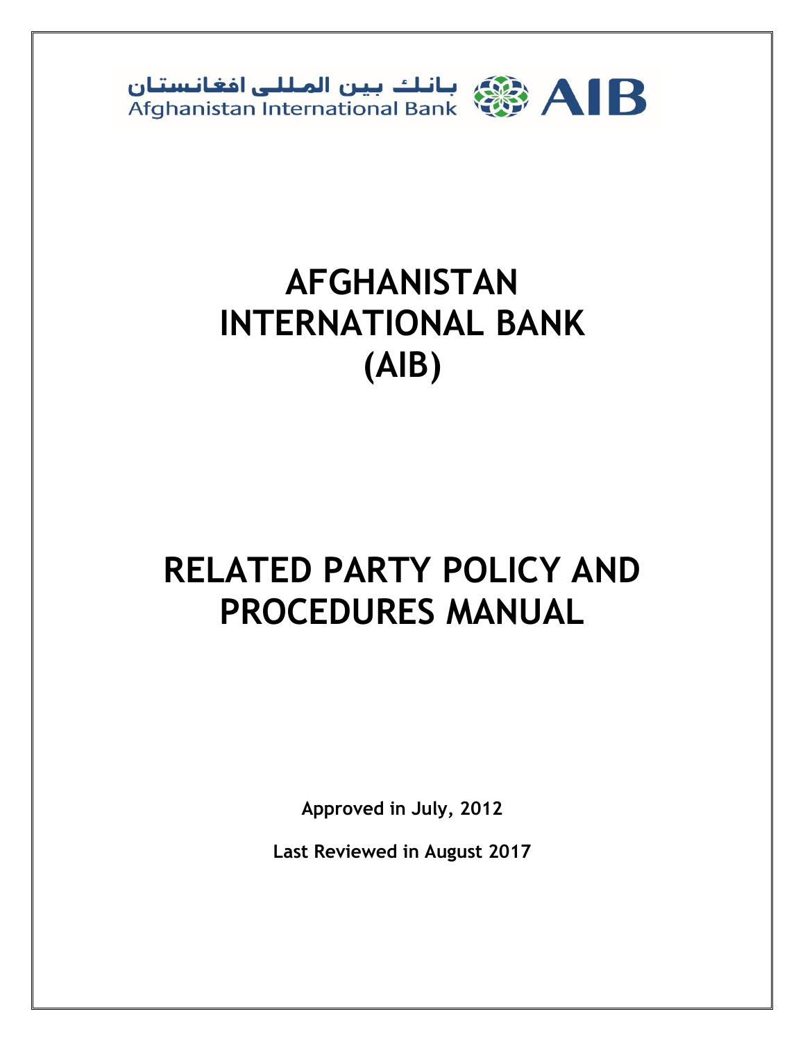بانك بين المللى افغانستان
Afghanistan International Bank
AIB

# AFGHANISTAN INTERNATIONAL BANK (AIB)

# RELATED PARTY POLICY AND PROCEDURES MANUAL

**Approved in July, 2012**

**Last Reviewed in August 2017**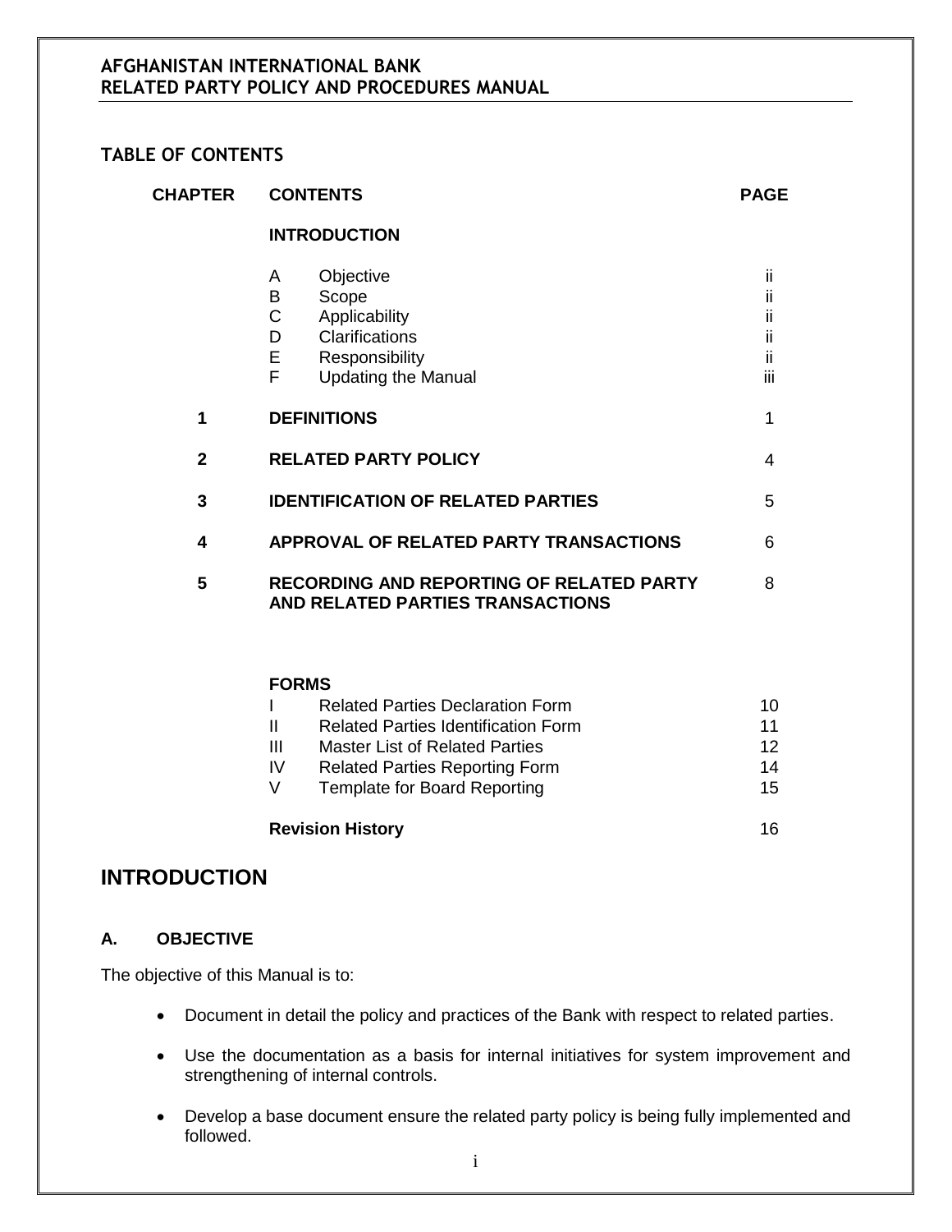## TABLE OF CONTENTS

| CHAPTER | CONTENTS | PAGE |
|---|---|---|
| | **INTRODUCTION** | |
| | A Objective | ii |
| | B Scope | ii |
| | C Applicability | ii |
| | D Clarifications | ii |
| | E Responsibility | ii |
| | F Updating the Manual | iii |
| **1** | **DEFINITIONS** | 1 |
| **2** | **RELATED PARTY POLICY** | 4 |
| **3** | **IDENTIFICATION OF RELATED PARTIES** | 5 |
| **4** | **APPROVAL OF RELATED PARTY TRANSACTIONS** | 6 |
| **5** | **RECORDING AND REPORTING OF RELATED PARTY AND RELATED PARTIES TRANSACTIONS** | 8 |
| | **FORMS** | |
| | I Related Parties Declaration Form | 10 |
| | II Related Parties Identification Form | 11 |
| | III Master List of Related Parties | 12 |
| | IV Related Parties Reporting Form | 14 |
| | V Template for Board Reporting | 15 |
| | **Revision History** | 16 |

# INTRODUCTION

### A. OBJECTIVE

The objective of this Manual is to:

- Document in detail the policy and practices of the Bank with respect to related parties.
- Use the documentation as a basis for internal initiatives for system improvement and strengthening of internal controls.
- Develop a base document ensure the related party policy is being fully implemented and followed.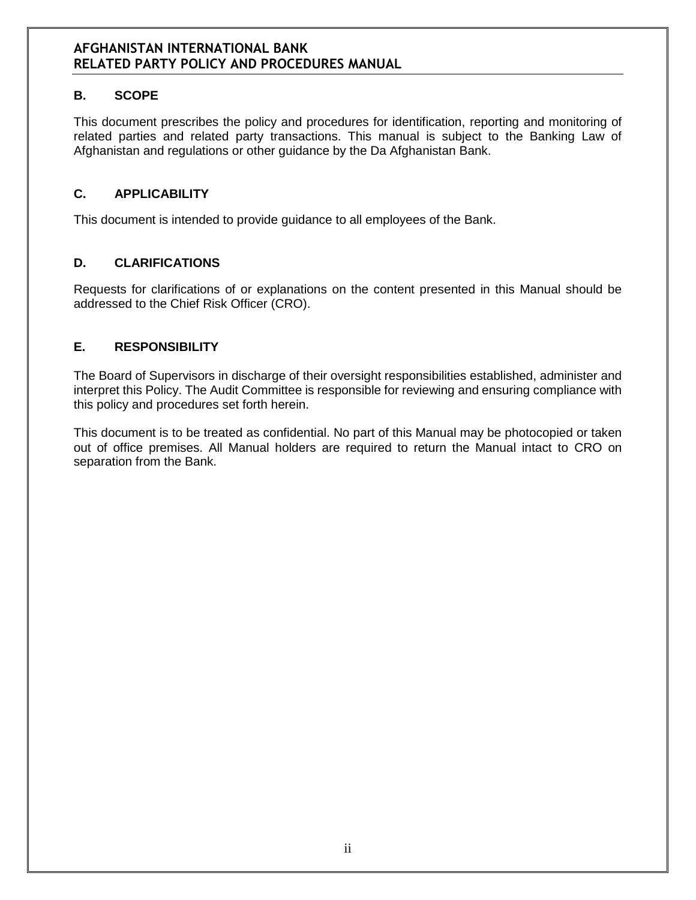## B. SCOPE

This document prescribes the policy and procedures for identification, reporting and monitoring of related parties and related party transactions. This manual is subject to the Banking Law of Afghanistan and regulations or other guidance by the Da Afghanistan Bank.

## C. APPLICABILITY

This document is intended to provide guidance to all employees of the Bank.

## D. CLARIFICATIONS

Requests for clarifications of or explanations on the content presented in this Manual should be addressed to the Chief Risk Officer (CRO).

## E. RESPONSIBILITY

The Board of Supervisors in discharge of their oversight responsibilities established, administer and interpret this Policy. The Audit Committee is responsible for reviewing and ensuring compliance with this policy and procedures set forth herein.

This document is to be treated as confidential. No part of this Manual may be photocopied or taken out of office premises. All Manual holders are required to return the Manual intact to CRO on separation from the Bank.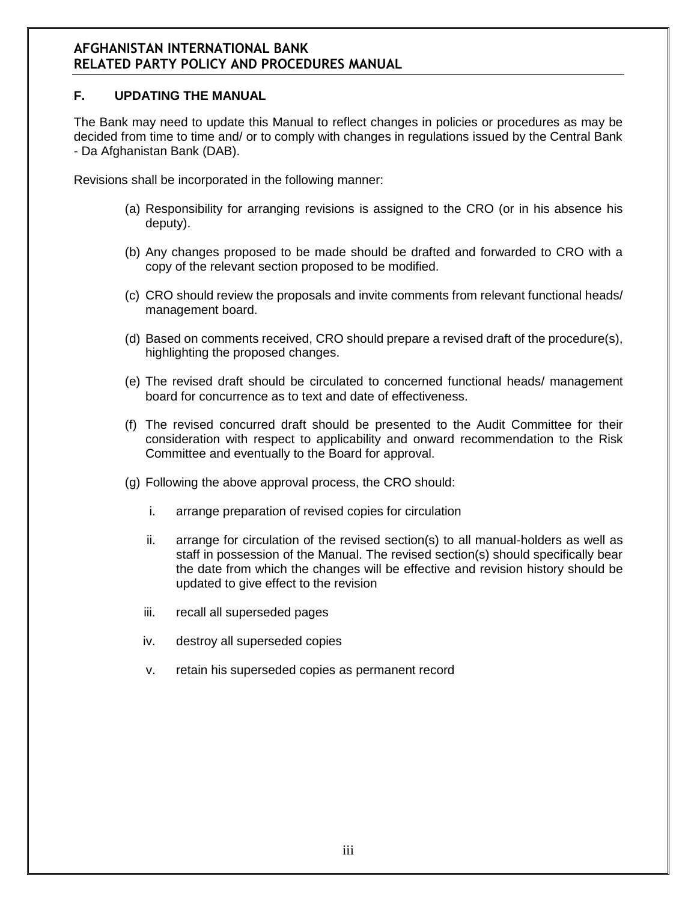## F. UPDATING THE MANUAL

The Bank may need to update this Manual to reflect changes in policies or procedures as may be decided from time to time and/ or to comply with changes in regulations issued by the Central Bank - Da Afghanistan Bank (DAB).

Revisions shall be incorporated in the following manner:

(a) Responsibility for arranging revisions is assigned to the CRO (or in his absence his deputy).

(b) Any changes proposed to be made should be drafted and forwarded to CRO with a copy of the relevant section proposed to be modified.

(c) CRO should review the proposals and invite comments from relevant functional heads/ management board.

(d) Based on comments received, CRO should prepare a revised draft of the procedure(s), highlighting the proposed changes.

(e) The revised draft should be circulated to concerned functional heads/ management board for concurrence as to text and date of effectiveness.

(f) The revised concurred draft should be presented to the Audit Committee for their consideration with respect to applicability and onward recommendation to the Risk Committee and eventually to the Board for approval.

(g) Following the above approval process, the CRO should:

   i. arrange preparation of revised copies for circulation

   ii. arrange for circulation of the revised section(s) to all manual-holders as well as staff in possession of the Manual. The revised section(s) should specifically bear the date from which the changes will be effective and revision history should be updated to give effect to the revision

   iii. recall all superseded pages

   iv. destroy all superseded copies

   v. retain his superseded copies as permanent record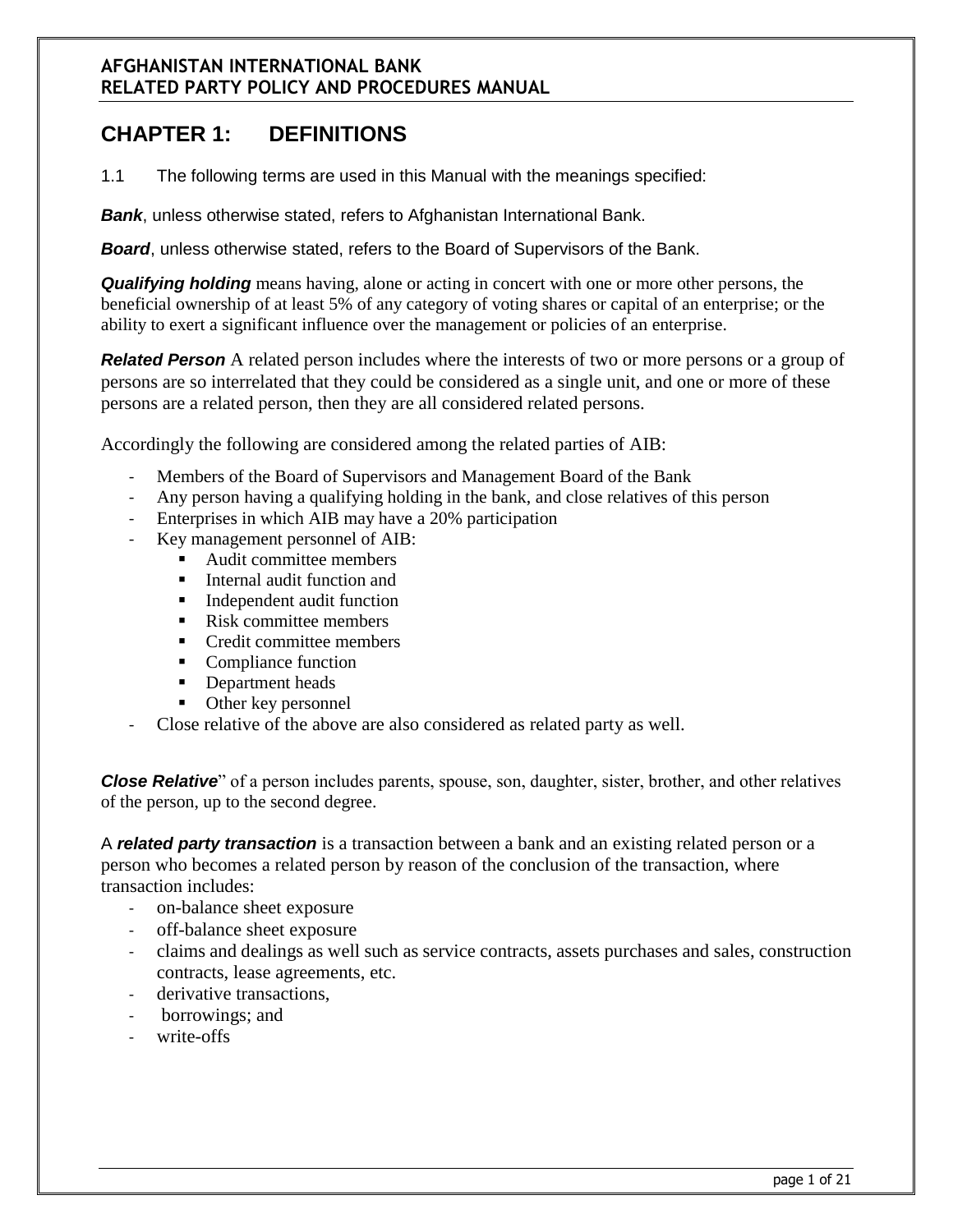# CHAPTER 1: DEFINITIONS

1.1 The following terms are used in this Manual with the meanings specified:

***Bank***, unless otherwise stated, refers to Afghanistan International Bank.

***Board***, unless otherwise stated, refers to the Board of Supervisors of the Bank.

***Qualifying holding*** means having, alone or acting in concert with one or more other persons, the beneficial ownership of at least 5% of any category of voting shares or capital of an enterprise; or the ability to exert a significant influence over the management or policies of an enterprise.

***Related Person*** A related person includes where the interests of two or more persons or a group of persons are so interrelated that they could be considered as a single unit, and one or more of these persons are a related person, then they are all considered related persons.

Accordingly the following are considered among the related parties of AIB:

- Members of the Board of Supervisors and Management Board of the Bank
- Any person having a qualifying holding in the bank, and close relatives of this person
- Enterprises in which AIB may have a 20% participation
- Key management personnel of AIB:
  - Audit committee members
  - Internal audit function and
  - Independent audit function
  - Risk committee members
  - Credit committee members
  - Compliance function
  - Department heads
  - Other key personnel
- Close relative of the above are also considered as related party as well.

***Close Relative***" of a person includes parents, spouse, son, daughter, sister, brother, and other relatives of the person, up to the second degree.

A ***related party transaction*** is a transaction between a bank and an existing related person or a person who becomes a related person by reason of the conclusion of the transaction, where transaction includes:

- on-balance sheet exposure
- off-balance sheet exposure
- claims and dealings as well such as service contracts, assets purchases and sales, construction contracts, lease agreements, etc.
- derivative transactions,
- borrowings; and
- write-offs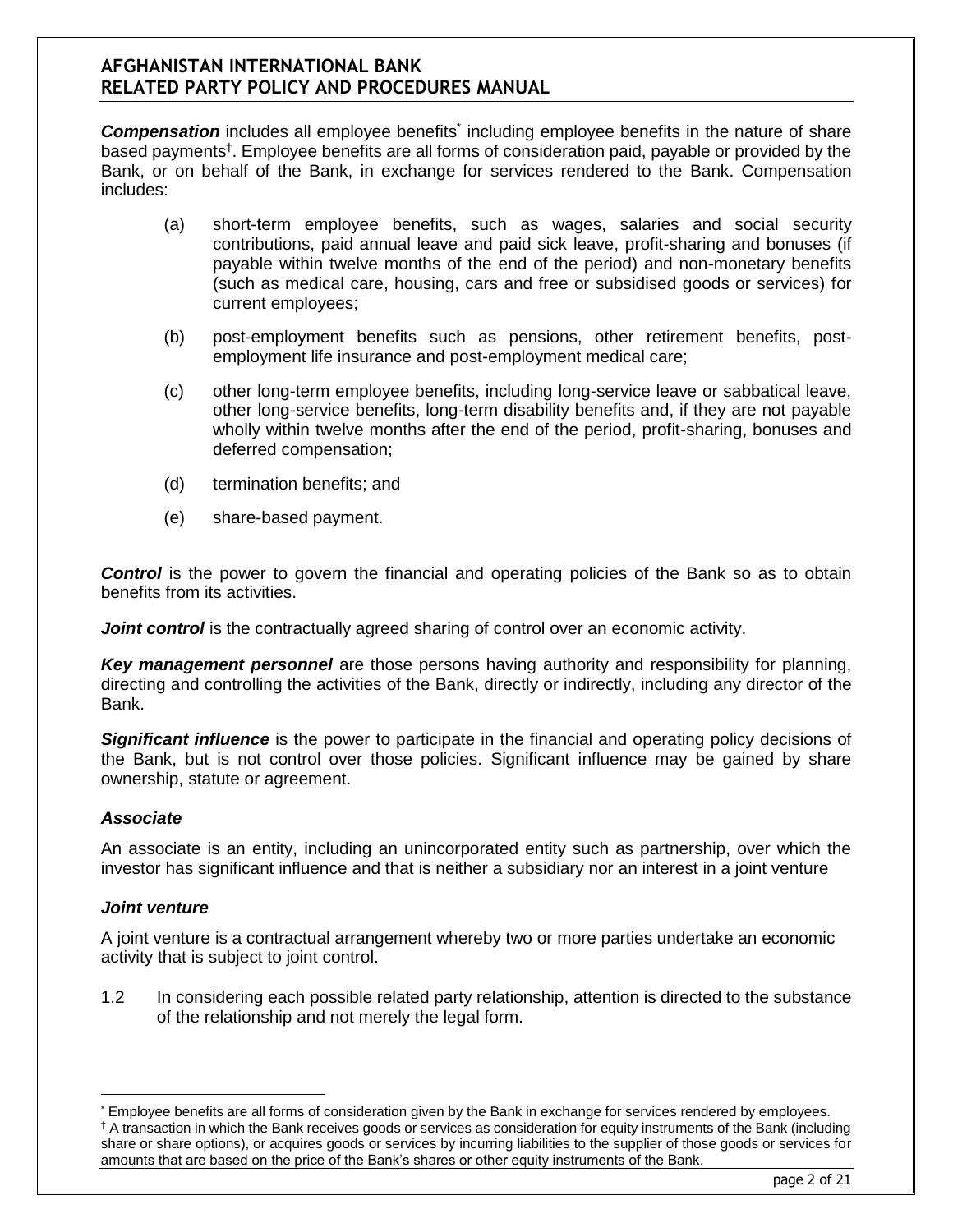***Compensation*** includes all employee benefits[*] including employee benefits in the nature of share based payments[†]. Employee benefits are all forms of consideration paid, payable or provided by the Bank, or on behalf of the Bank, in exchange for services rendered to the Bank. Compensation includes:

(a) short-term employee benefits, such as wages, salaries and social security contributions, paid annual leave and paid sick leave, profit-sharing and bonuses (if payable within twelve months of the end of the period) and non-monetary benefits (such as medical care, housing, cars and free or subsidised goods or services) for current employees;

(b) post-employment benefits such as pensions, other retirement benefits, post-employment life insurance and post-employment medical care;

(c) other long-term employee benefits, including long-service leave or sabbatical leave, other long-service benefits, long-term disability benefits and, if they are not payable wholly within twelve months after the end of the period, profit-sharing, bonuses and deferred compensation;

(d) termination benefits; and

(e) share-based payment.

***Control*** is the power to govern the financial and operating policies of the Bank so as to obtain benefits from its activities.

***Joint control*** is the contractually agreed sharing of control over an economic activity.

***Key management personnel*** are those persons having authority and responsibility for planning, directing and controlling the activities of the Bank, directly or indirectly, including any director of the Bank.

***Significant influence*** is the power to participate in the financial and operating policy decisions of the Bank, but is not control over those policies. Significant influence may be gained by share ownership, statute or agreement.

***Associate***

An associate is an entity, including an unincorporated entity such as partnership, over which the investor has significant influence and that is neither a subsidiary nor an interest in a joint venture

***Joint venture***

A joint venture is a contractual arrangement whereby two or more parties undertake an economic activity that is subject to joint control.

1.2 In considering each possible related party relationship, attention is directed to the substance of the relationship and not merely the legal form.

---

[*] Employee benefits are all forms of consideration given by the Bank in exchange for services rendered by employees.

[†] A transaction in which the Bank receives goods or services as consideration for equity instruments of the Bank (including share or share options), or acquires goods or services by incurring liabilities to the supplier of those goods or services for amounts that are based on the price of the Bank's shares or other equity instruments of the Bank.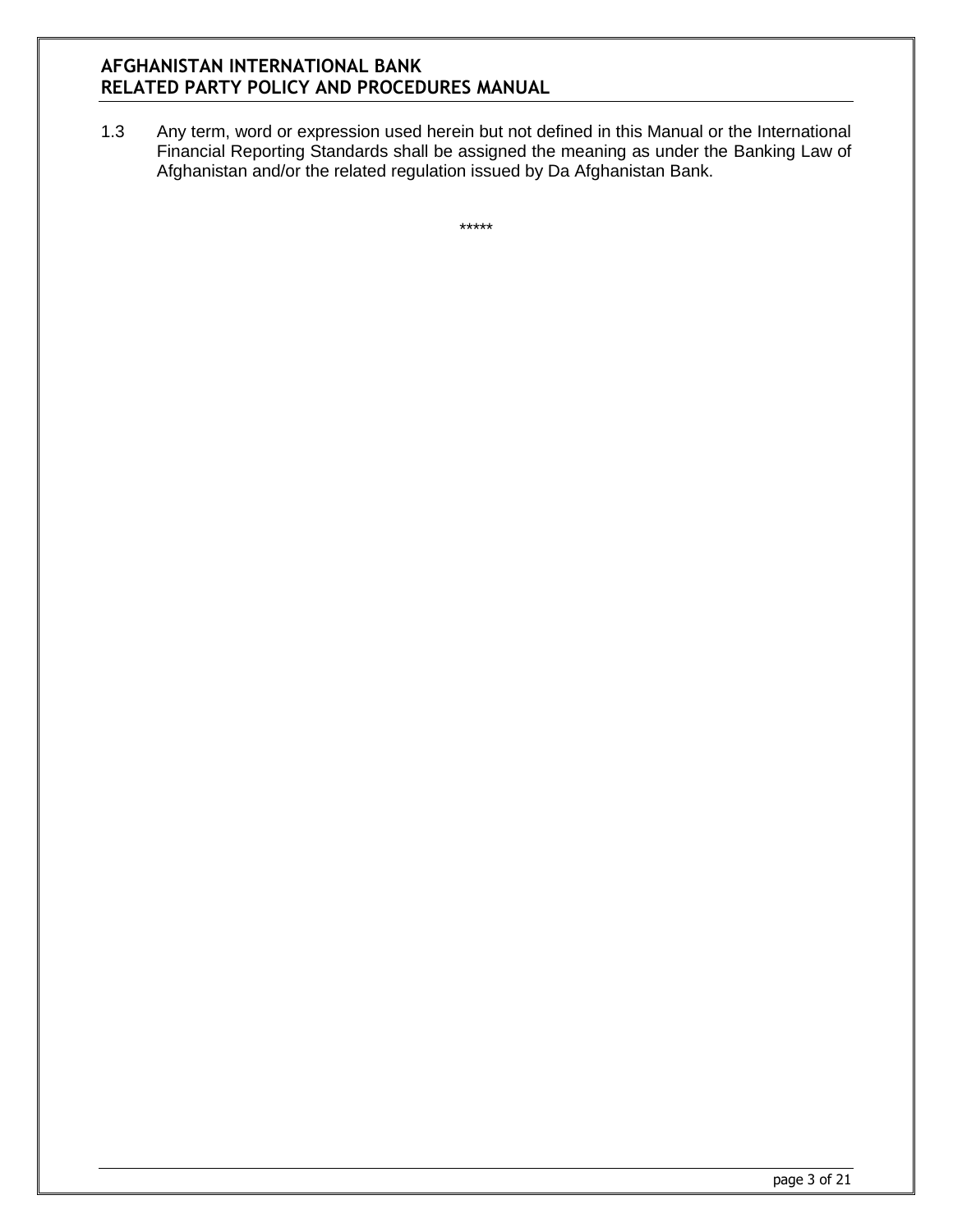1.3 Any term, word or expression used herein but not defined in this Manual or the International Financial Reporting Standards shall be assigned the meaning as under the Banking Law of Afghanistan and/or the related regulation issued by Da Afghanistan Bank.

*****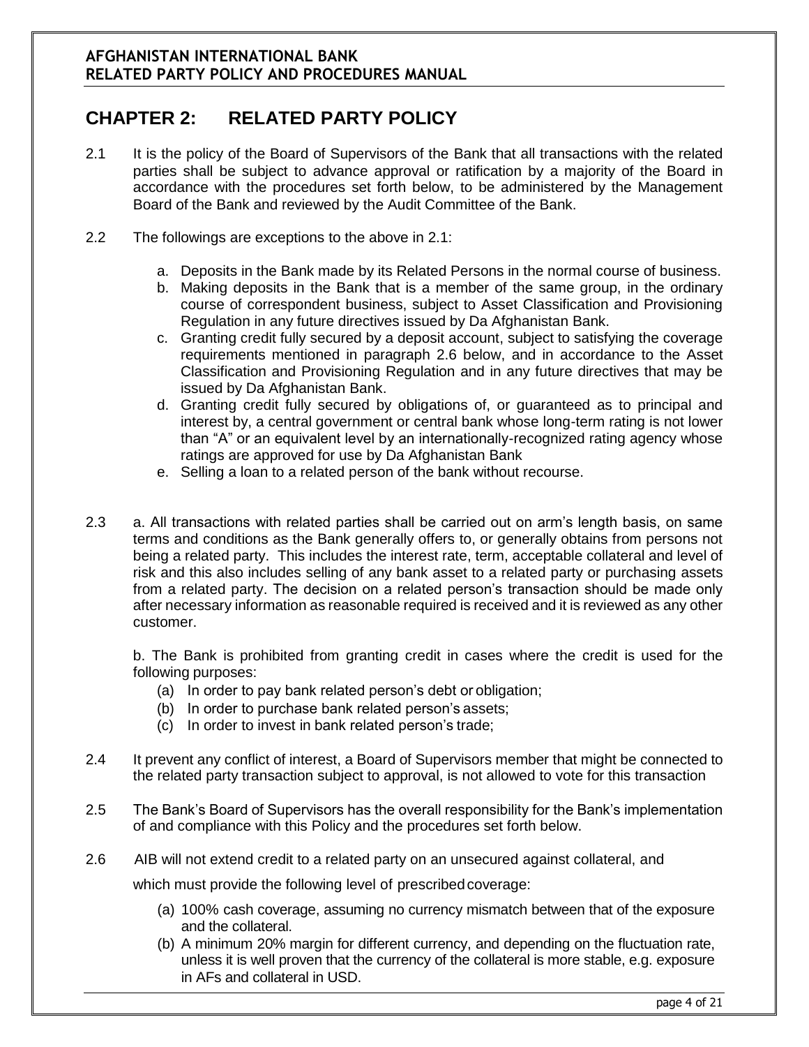# CHAPTER 2: RELATED PARTY POLICY

2.1 It is the policy of the Board of Supervisors of the Bank that all transactions with the related parties shall be subject to advance approval or ratification by a majority of the Board in accordance with the procedures set forth below, to be administered by the Management Board of the Bank and reviewed by the Audit Committee of the Bank.

2.2 The followings are exceptions to the above in 2.1:

a. Deposits in the Bank made by its Related Persons in the normal course of business.
b. Making deposits in the Bank that is a member of the same group, in the ordinary course of correspondent business, subject to Asset Classification and Provisioning Regulation in any future directives issued by Da Afghanistan Bank.
c. Granting credit fully secured by a deposit account, subject to satisfying the coverage requirements mentioned in paragraph 2.6 below, and in accordance to the Asset Classification and Provisioning Regulation and in any future directives that may be issued by Da Afghanistan Bank.
d. Granting credit fully secured by obligations of, or guaranteed as to principal and interest by, a central government or central bank whose long-term rating is not lower than "A" or an equivalent level by an internationally-recognized rating agency whose ratings are approved for use by Da Afghanistan Bank
e. Selling a loan to a related person of the bank without recourse.

2.3 a. All transactions with related parties shall be carried out on arm's length basis, on same terms and conditions as the Bank generally offers to, or generally obtains from persons not being a related party. This includes the interest rate, term, acceptable collateral and level of risk and this also includes selling of any bank asset to a related party or purchasing assets from a related party. The decision on a related person's transaction should be made only after necessary information as reasonable required is received and it is reviewed as any other customer.

b. The Bank is prohibited from granting credit in cases where the credit is used for the following purposes:

(a) In order to pay bank related person's debt or obligation;
(b) In order to purchase bank related person's assets;
(c) In order to invest in bank related person's trade;

2.4 It prevent any conflict of interest, a Board of Supervisors member that might be connected to the related party transaction subject to approval, is not allowed to vote for this transaction

2.5 The Bank's Board of Supervisors has the overall responsibility for the Bank's implementation of and compliance with this Policy and the procedures set forth below.

2.6 AIB will not extend credit to a related party on an unsecured against collateral, and which must provide the following level of prescribed coverage:

(a) 100% cash coverage, assuming no currency mismatch between that of the exposure and the collateral.
(b) A minimum 20% margin for different currency, and depending on the fluctuation rate, unless it is well proven that the currency of the collateral is more stable, e.g. exposure in AFs and collateral in USD.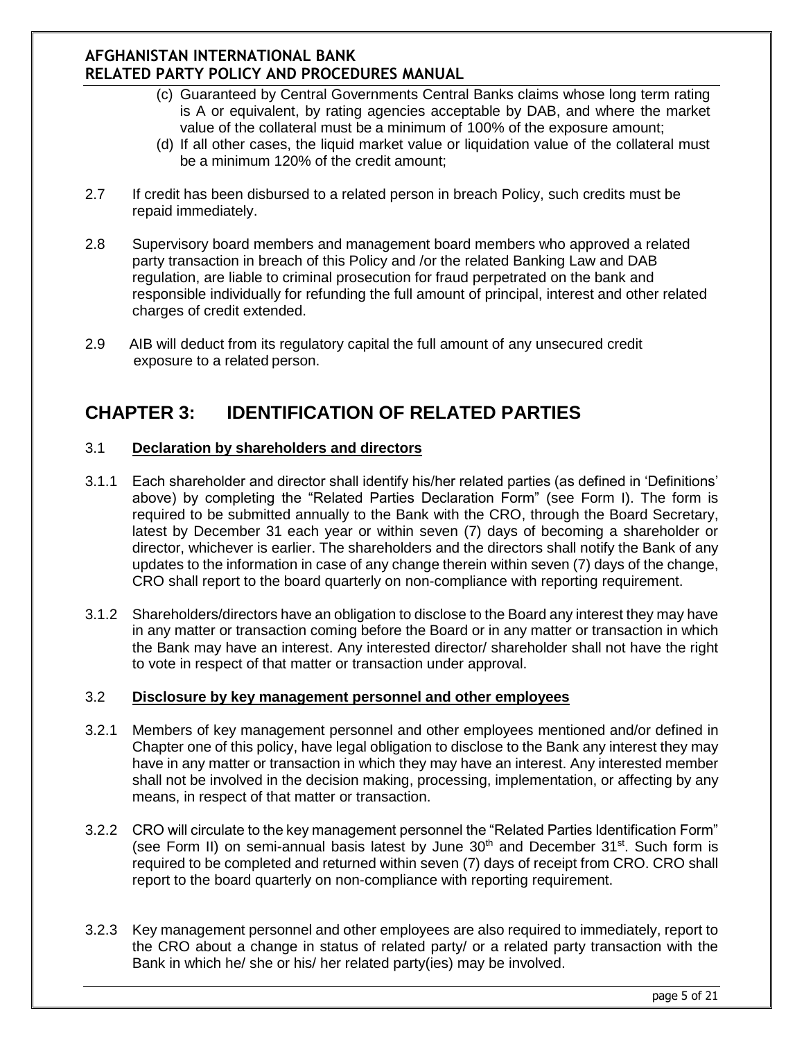(c) Guaranteed by Central Governments Central Banks claims whose long term rating is A or equivalent, by rating agencies acceptable by DAB, and where the market value of the collateral must be a minimum of 100% of the exposure amount;

(d) If all other cases, the liquid market value or liquidation value of the collateral must be a minimum 120% of the credit amount;

2.7 If credit has been disbursed to a related person in breach Policy, such credits must be repaid immediately.

2.8 Supervisory board members and management board members who approved a related party transaction in breach of this Policy and /or the related Banking Law and DAB regulation, are liable to criminal prosecution for fraud perpetrated on the bank and responsible individually for refunding the full amount of principal, interest and other related charges of credit extended.

2.9 AIB will deduct from its regulatory capital the full amount of any unsecured credit exposure to a related person.

# CHAPTER 3: IDENTIFICATION OF RELATED PARTIES

## 3.1 Declaration by shareholders and directors

3.1.1 Each shareholder and director shall identify his/her related parties (as defined in 'Definitions' above) by completing the "Related Parties Declaration Form" (see Form I). The form is required to be submitted annually to the Bank with the CRO, through the Board Secretary, latest by December 31 each year or within seven (7) days of becoming a shareholder or director, whichever is earlier. The shareholders and the directors shall notify the Bank of any updates to the information in case of any change therein within seven (7) days of the change, CRO shall report to the board quarterly on non-compliance with reporting requirement.

3.1.2 Shareholders/directors have an obligation to disclose to the Board any interest they may have in any matter or transaction coming before the Board or in any matter or transaction in which the Bank may have an interest. Any interested director/ shareholder shall not have the right to vote in respect of that matter or transaction under approval.

## 3.2 Disclosure by key management personnel and other employees

3.2.1 Members of key management personnel and other employees mentioned and/or defined in Chapter one of this policy, have legal obligation to disclose to the Bank any interest they may have in any matter or transaction in which they may have an interest. Any interested member shall not be involved in the decision making, processing, implementation, or affecting by any means, in respect of that matter or transaction.

3.2.2 CRO will circulate to the key management personnel the "Related Parties Identification Form" (see Form II) on semi-annual basis latest by June 30th and December 31st. Such form is required to be completed and returned within seven (7) days of receipt from CRO. CRO shall report to the board quarterly on non-compliance with reporting requirement.

3.2.3 Key management personnel and other employees are also required to immediately, report to the CRO about a change in status of related party/ or a related party transaction with the Bank in which he/ she or his/ her related party(ies) may be involved.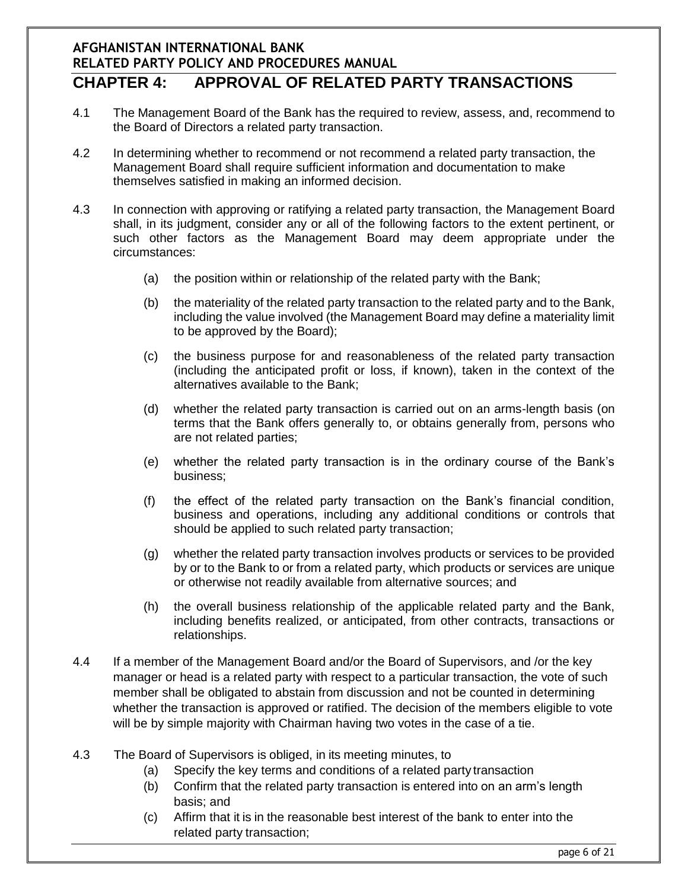# CHAPTER 4: APPROVAL OF RELATED PARTY TRANSACTIONS

4.1 The Management Board of the Bank has the required to review, assess, and, recommend to the Board of Directors a related party transaction.

4.2 In determining whether to recommend or not recommend a related party transaction, the Management Board shall require sufficient information and documentation to make themselves satisfied in making an informed decision.

4.3 In connection with approving or ratifying a related party transaction, the Management Board shall, in its judgment, consider any or all of the following factors to the extent pertinent, or such other factors as the Management Board may deem appropriate under the circumstances:

- (a) the position within or relationship of the related party with the Bank;
- (b) the materiality of the related party transaction to the related party and to the Bank, including the value involved (the Management Board may define a materiality limit to be approved by the Board);
- (c) the business purpose for and reasonableness of the related party transaction (including the anticipated profit or loss, if known), taken in the context of the alternatives available to the Bank;
- (d) whether the related party transaction is carried out on an arms-length basis (on terms that the Bank offers generally to, or obtains generally from, persons who are not related parties;
- (e) whether the related party transaction is in the ordinary course of the Bank's business;
- (f) the effect of the related party transaction on the Bank's financial condition, business and operations, including any additional conditions or controls that should be applied to such related party transaction;
- (g) whether the related party transaction involves products or services to be provided by or to the Bank to or from a related party, which products or services are unique or otherwise not readily available from alternative sources; and
- (h) the overall business relationship of the applicable related party and the Bank, including benefits realized, or anticipated, from other contracts, transactions or relationships.

4.4 If a member of the Management Board and/or the Board of Supervisors, and /or the key manager or head is a related party with respect to a particular transaction, the vote of such member shall be obligated to abstain from discussion and not be counted in determining whether the transaction is approved or ratified. The decision of the members eligible to vote will be by simple majority with Chairman having two votes in the case of a tie.

4.3 The Board of Supervisors is obliged, in its meeting minutes, to

- (a) Specify the key terms and conditions of a related party transaction
- (b) Confirm that the related party transaction is entered into on an arm's length basis; and
- (c) Affirm that it is in the reasonable best interest of the bank to enter into the related party transaction;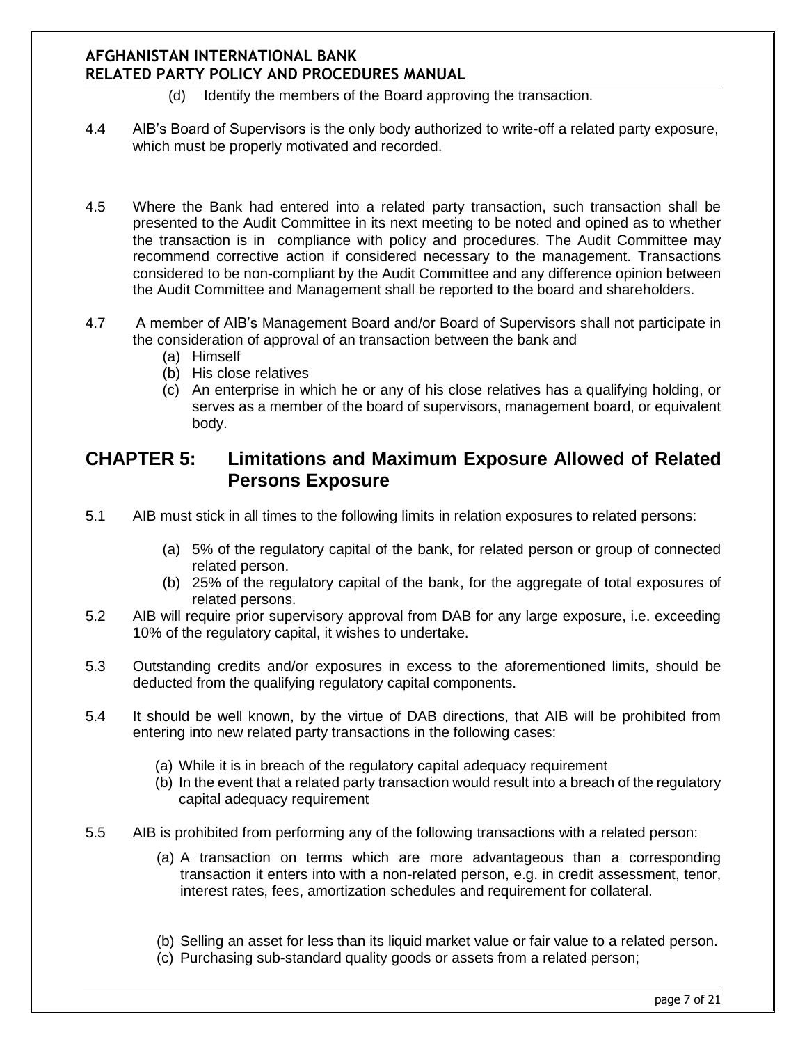(d) Identify the members of the Board approving the transaction.

4.4 AIB's Board of Supervisors is the only body authorized to write-off a related party exposure, which must be properly motivated and recorded.

4.5 Where the Bank had entered into a related party transaction, such transaction shall be presented to the Audit Committee in its next meeting to be noted and opined as to whether the transaction is in compliance with policy and procedures. The Audit Committee may recommend corrective action if considered necessary to the management. Transactions considered to be non-compliant by the Audit Committee and any difference opinion between the Audit Committee and Management shall be reported to the board and shareholders.

4.7 A member of AIB's Management Board and/or Board of Supervisors shall not participate in the consideration of approval of an transaction between the bank and

(a) Himself
(b) His close relatives
(c) An enterprise in which he or any of his close relatives has a qualifying holding, or serves as a member of the board of supervisors, management board, or equivalent body.

## CHAPTER 5: Limitations and Maximum Exposure Allowed of Related Persons Exposure

5.1 AIB must stick in all times to the following limits in relation exposures to related persons:

(a) 5% of the regulatory capital of the bank, for related person or group of connected related person.
(b) 25% of the regulatory capital of the bank, for the aggregate of total exposures of related persons.

5.2 AIB will require prior supervisory approval from DAB for any large exposure, i.e. exceeding 10% of the regulatory capital, it wishes to undertake.

5.3 Outstanding credits and/or exposures in excess to the aforementioned limits, should be deducted from the qualifying regulatory capital components.

5.4 It should be well known, by the virtue of DAB directions, that AIB will be prohibited from entering into new related party transactions in the following cases:

(a) While it is in breach of the regulatory capital adequacy requirement
(b) In the event that a related party transaction would result into a breach of the regulatory capital adequacy requirement

5.5 AIB is prohibited from performing any of the following transactions with a related person:

(a) A transaction on terms which are more advantageous than a corresponding transaction it enters into with a non-related person, e.g. in credit assessment, tenor, interest rates, fees, amortization schedules and requirement for collateral.

(b) Selling an asset for less than its liquid market value or fair value to a related person.
(c) Purchasing sub-standard quality goods or assets from a related person;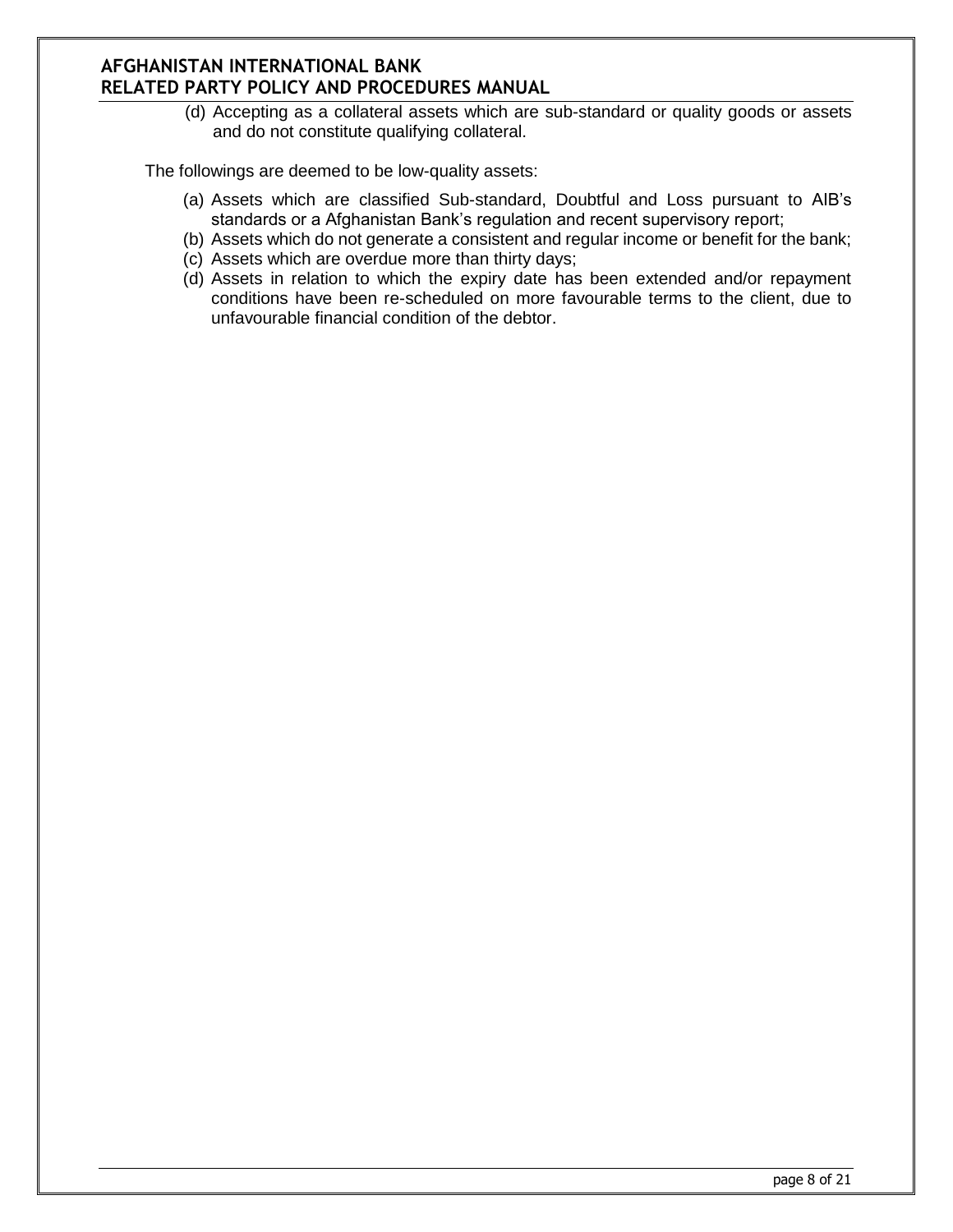(d) Accepting as a collateral assets which are sub-standard or quality goods or assets and do not constitute qualifying collateral.

The followings are deemed to be low-quality assets:

(a) Assets which are classified Sub-standard, Doubtful and Loss pursuant to AIB's standards or a Afghanistan Bank's regulation and recent supervisory report;
(b) Assets which do not generate a consistent and regular income or benefit for the bank;
(c) Assets which are overdue more than thirty days;
(d) Assets in relation to which the expiry date has been extended and/or repayment conditions have been re-scheduled on more favourable terms to the client, due to unfavourable financial condition of the debtor.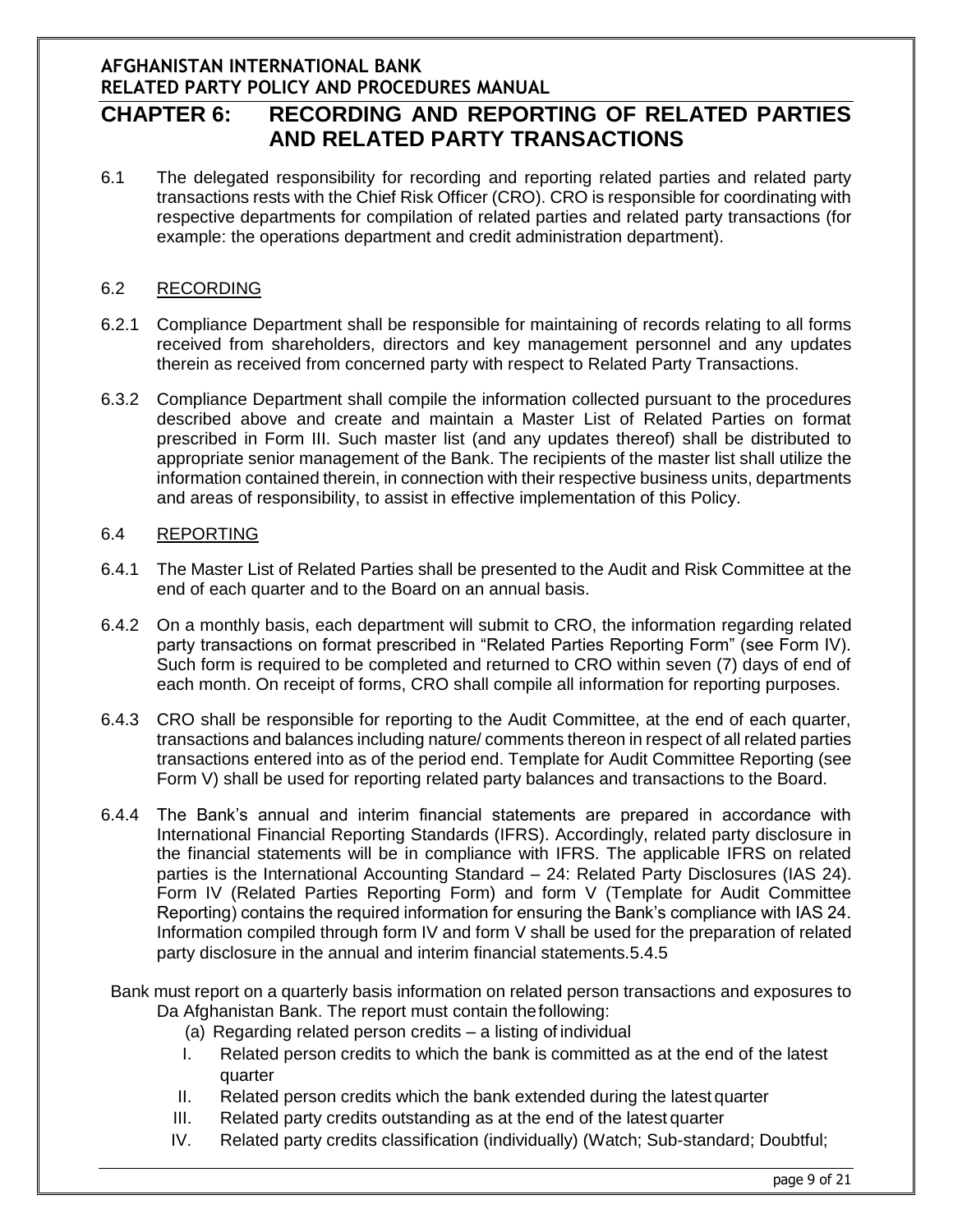# CHAPTER 6: RECORDING AND REPORTING OF RELATED PARTIES AND RELATED PARTY TRANSACTIONS

6.1 The delegated responsibility for recording and reporting related parties and related party transactions rests with the Chief Risk Officer (CRO). CRO is responsible for coordinating with respective departments for compilation of related parties and related party transactions (for example: the operations department and credit administration department).

## 6.2 RECORDING

6.2.1 Compliance Department shall be responsible for maintaining of records relating to all forms received from shareholders, directors and key management personnel and any updates therein as received from concerned party with respect to Related Party Transactions.

6.3.2 Compliance Department shall compile the information collected pursuant to the procedures described above and create and maintain a Master List of Related Parties on format prescribed in Form III. Such master list (and any updates thereof) shall be distributed to appropriate senior management of the Bank. The recipients of the master list shall utilize the information contained therein, in connection with their respective business units, departments and areas of responsibility, to assist in effective implementation of this Policy.

## 6.4 REPORTING

6.4.1 The Master List of Related Parties shall be presented to the Audit and Risk Committee at the end of each quarter and to the Board on an annual basis.

6.4.2 On a monthly basis, each department will submit to CRO, the information regarding related party transactions on format prescribed in "Related Parties Reporting Form" (see Form IV). Such form is required to be completed and returned to CRO within seven (7) days of end of each month. On receipt of forms, CRO shall compile all information for reporting purposes.

6.4.3 CRO shall be responsible for reporting to the Audit Committee, at the end of each quarter, transactions and balances including nature/ comments thereon in respect of all related parties transactions entered into as of the period end. Template for Audit Committee Reporting (see Form V) shall be used for reporting related party balances and transactions to the Board.

6.4.4 The Bank's annual and interim financial statements are prepared in accordance with International Financial Reporting Standards (IFRS). Accordingly, related party disclosure in the financial statements will be in compliance with IFRS. The applicable IFRS on related parties is the International Accounting Standard – 24: Related Party Disclosures (IAS 24). Form IV (Related Parties Reporting Form) and form V (Template for Audit Committee Reporting) contains the required information for ensuring the Bank's compliance with IAS 24. Information compiled through form IV and form V shall be used for the preparation of related party disclosure in the annual and interim financial statements.5.4.5

Bank must report on a quarterly basis information on related person transactions and exposures to Da Afghanistan Bank. The report must contain the following:

(a) Regarding related person credits – a listing of individual

I. Related person credits to which the bank is committed as at the end of the latest quarter
II. Related person credits which the bank extended during the latest quarter
III. Related party credits outstanding as at the end of the latest quarter
IV. Related party credits classification (individually) (Watch; Sub-standard; Doubtful;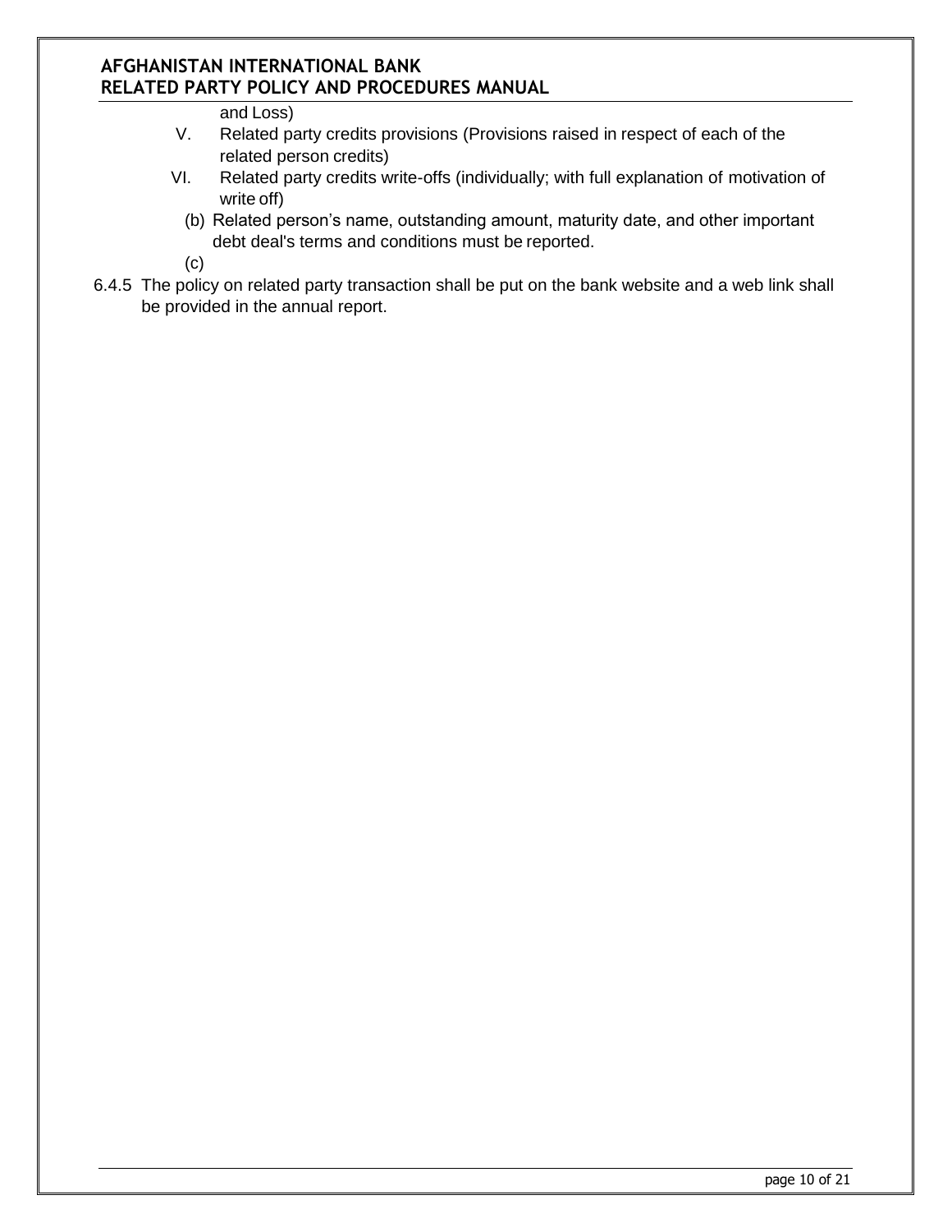and Loss)

V. Related party credits provisions (Provisions raised in respect of each of the related person credits)

VI. Related party credits write-offs (individually; with full explanation of motivation of write off)

(b) Related person's name, outstanding amount, maturity date, and other important debt deal's terms and conditions must be reported.

(c)

6.4.5 The policy on related party transaction shall be put on the bank website and a web link shall be provided in the annual report.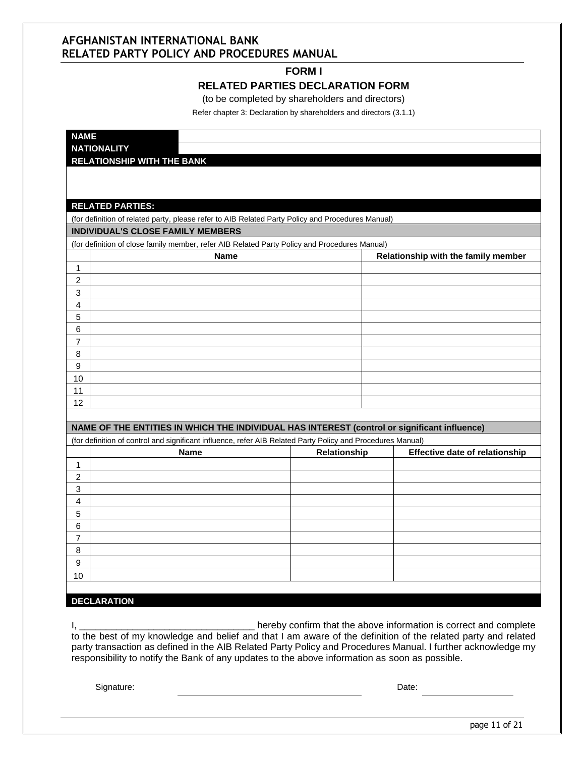## FORM I

## RELATED PARTIES DECLARATION FORM

(to be completed by shareholders and directors)

Refer chapter 3: Declaration by shareholders and directors (3.1.1)

| **NAME** | |
|---|---|
| **NATIONALITY** | |

**RELATIONSHIP WITH THE BANK**

**RELATED PARTIES:**

(for definition of related party, please refer to AIB Related Party Policy and Procedures Manual)

**INDIVIDUAL'S CLOSE FAMILY MEMBERS**

(for definition of close family member, refer AIB Related Party Policy and Procedures Manual)

| | Name | Relationship with the family member |
|---|---|---|
| 1 | | |
| 2 | | |
| 3 | | |
| 4 | | |
| 5 | | |
| 6 | | |
| 7 | | |
| 8 | | |
| 9 | | |
| 10 | | |
| 11 | | |
| 12 | | |

**NAME OF THE ENTITIES IN WHICH THE INDIVIDUAL HAS INTEREST (control or significant influence)**

(for definition of control and significant influence, refer AIB Related Party Policy and Procedures Manual)

| | Name | Relationship | Effective date of relationship |
|---|---|---|---|
| 1 | | | |
| 2 | | | |
| 3 | | | |
| 4 | | | |
| 5 | | | |
| 6 | | | |
| 7 | | | |
| 8 | | | |
| 9 | | | |
| 10 | | | |

**DECLARATION**

I, _________________________________ hereby confirm that the above information is correct and complete to the best of my knowledge and belief and that I am aware of the definition of the related party and related party transaction as defined in the AIB Related Party Policy and Procedures Manual. I further acknowledge my responsibility to notify the Bank of any updates to the above information as soon as possible.

Signature: ________________________ Date: ______________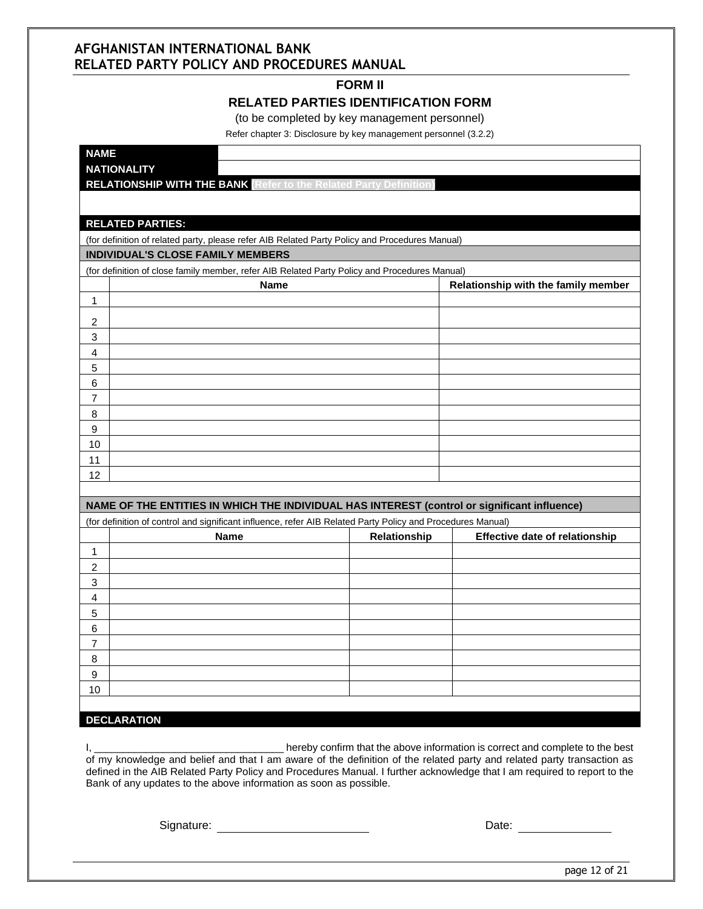# AFGHANISTAN INTERNATIONAL BANK
# RELATED PARTY POLICY AND PROCEDURES MANUAL

## FORM II

## RELATED PARTIES IDENTIFICATION FORM

(to be completed by key management personnel)

Refer chapter 3: Disclosure by key management personnel (3.2.2)

| | |
|---|---|
| **NAME** | |
| **NATIONALITY** | |
| **RELATIONSHIP WITH THE BANK (Refer to the Related Party Definition)** | |
| | |

**RELATED PARTIES:**

(for definition of related party, please refer AIB Related Party Policy and Procedures Manual)

**INDIVIDUAL'S CLOSE FAMILY MEMBERS**

(for definition of close family member, refer AIB Related Party Policy and Procedures Manual)

| | Name | Relationship with the family member |
|---|---|---|
| 1 | | |
| 2 | | |
| 3 | | |
| 4 | | |
| 5 | | |
| 6 | | |
| 7 | | |
| 8 | | |
| 9 | | |
| 10 | | |
| 11 | | |
| 12 | | |

**NAME OF THE ENTITIES IN WHICH THE INDIVIDUAL HAS INTEREST (control or significant influence)**

(for definition of control and significant influence, refer AIB Related Party Policy and Procedures Manual)

| | Name | Relationship | Effective date of relationship |
|---|---|---|---|
| 1 | | | |
| 2 | | | |
| 3 | | | |
| 4 | | | |
| 5 | | | |
| 6 | | | |
| 7 | | | |
| 8 | | | |
| 9 | | | |
| 10 | | | |

**DECLARATION**

I, ________________________________ hereby confirm that the above information is correct and complete to the best of my knowledge and belief and that I am aware of the definition of the related party and related party transaction as defined in the AIB Related Party Policy and Procedures Manual. I further acknowledge that I am required to report to the Bank of any updates to the above information as soon as possible.

Signature: ________________________ Date: ______________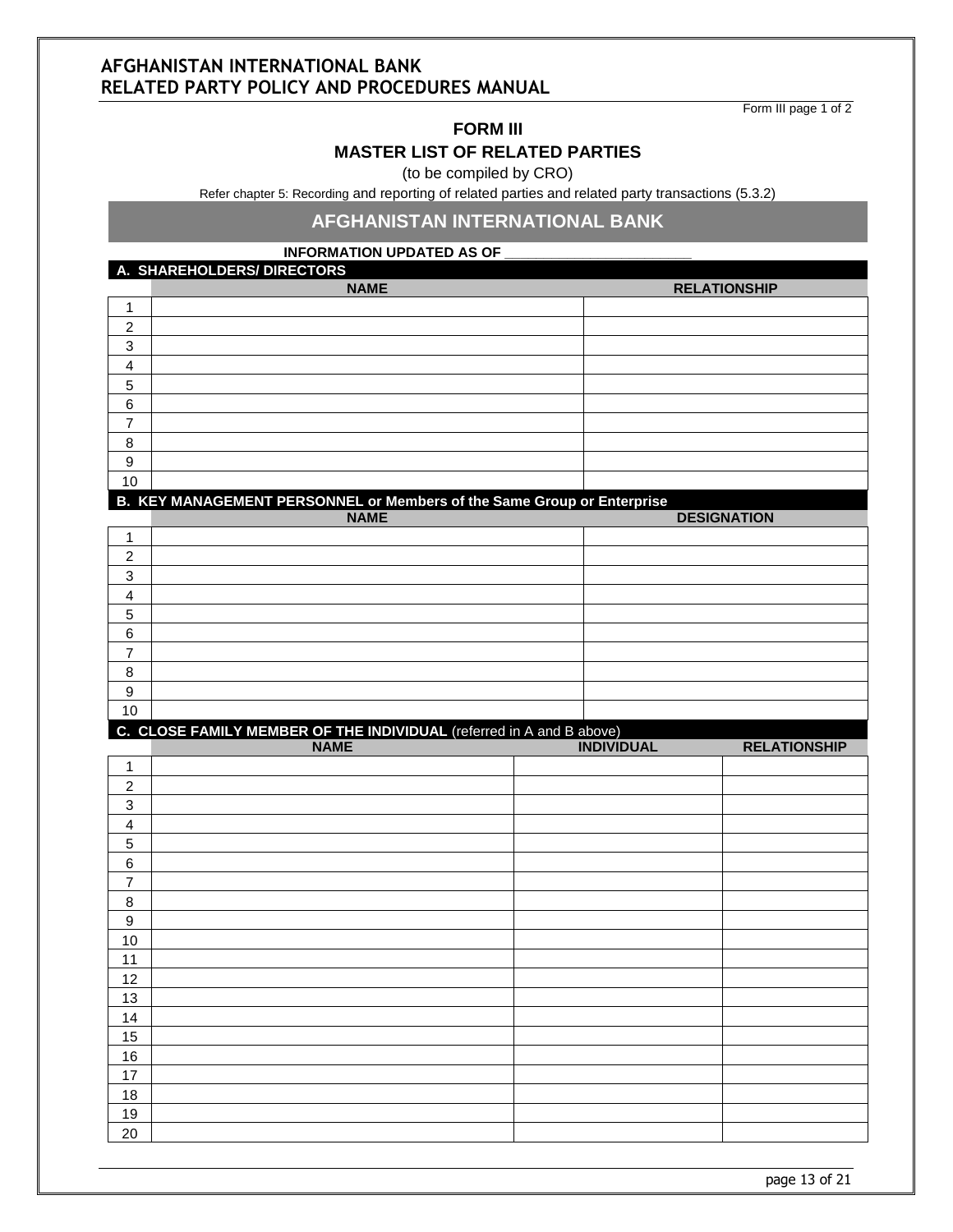Form III page 1 of 2

## FORM III

## MASTER LIST OF RELATED PARTIES

(to be compiled by CRO)

Refer chapter 5: Recording and reporting of related parties and related party transactions (5.3.2)

### AFGHANISTAN INTERNATIONAL BANK

**INFORMATION UPDATED AS OF \_\_\_\_\_\_\_\_\_\_\_\_\_\_\_\_\_\_\_\_\_\_\_\_**

**A. SHAREHOLDERS/ DIRECTORS**

| | NAME | RELATIONSHIP |
|---|---|---|
| 1 | | |
| 2 | | |
| 3 | | |
| 4 | | |
| 5 | | |
| 6 | | |
| 7 | | |
| 8 | | |
| 9 | | |
| 10 | | |

**B. KEY MANAGEMENT PERSONNEL or Members of the Same Group or Enterprise**

| | NAME | DESIGNATION |
|---|---|---|
| 1 | | |
| 2 | | |
| 3 | | |
| 4 | | |
| 5 | | |
| 6 | | |
| 7 | | |
| 8 | | |
| 9 | | |
| 10 | | |

**C. CLOSE FAMILY MEMBER OF THE INDIVIDUAL** (referred in A and B above)

| | NAME | INDIVIDUAL | RELATIONSHIP |
|---|---|---|---|
| 1 | | | |
| 2 | | | |
| 3 | | | |
| 4 | | | |
| 5 | | | |
| 6 | | | |
| 7 | | | |
| 8 | | | |
| 9 | | | |
| 10 | | | |
| 11 | | | |
| 12 | | | |
| 13 | | | |
| 14 | | | |
| 15 | | | |
| 16 | | | |
| 17 | | | |
| 18 | | | |
| 19 | | | |
| 20 | | | |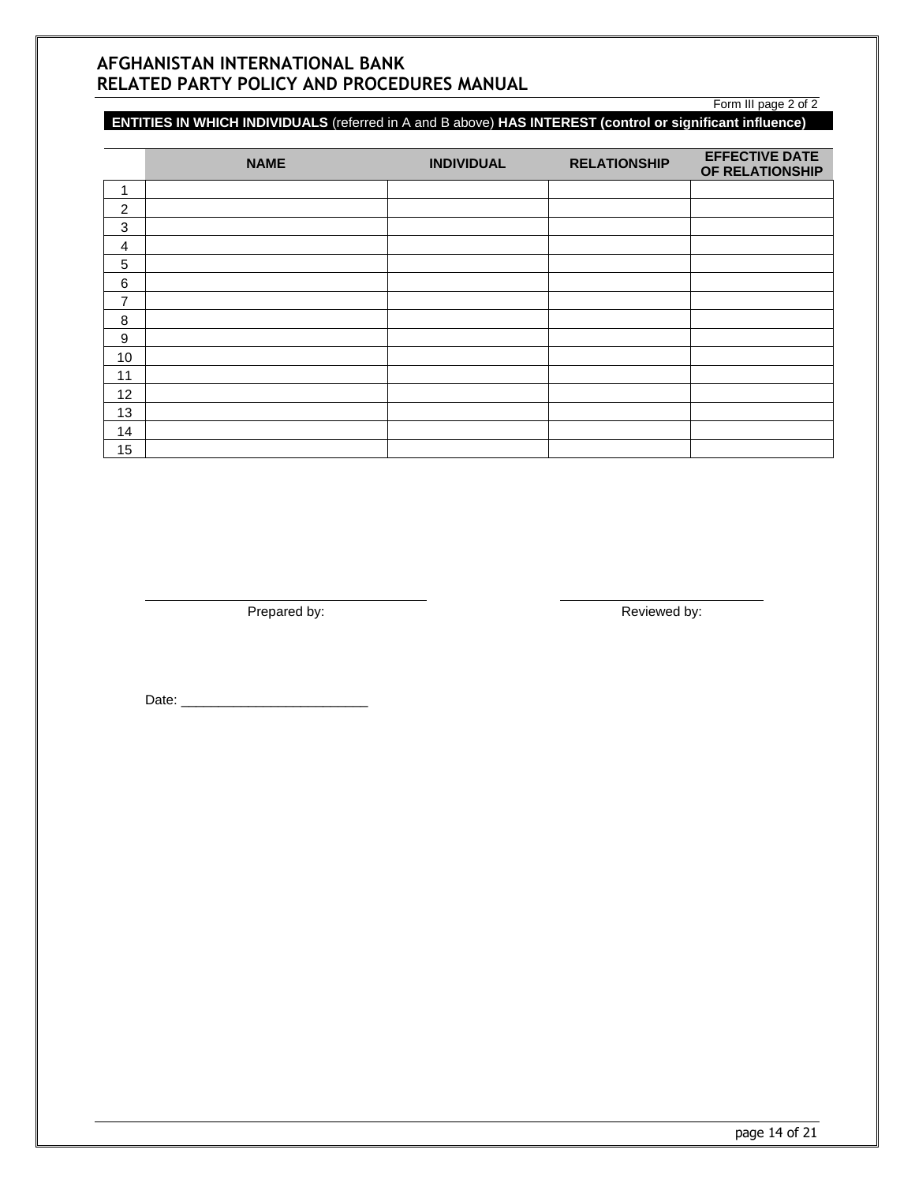Form III page 2 of 2

**ENTITIES IN WHICH INDIVIDUALS** (referred in A and B above) **HAS INTEREST (control or significant influence)**

| | NAME | INDIVIDUAL | RELATIONSHIP | EFFECTIVE DATE OF RELATIONSHIP |
|---|---|---|---|---|
| 1 | | | | |
| 2 | | | | |
| 3 | | | | |
| 4 | | | | |
| 5 | | | | |
| 6 | | | | |
| 7 | | | | |
| 8 | | | | |
| 9 | | | | |
| 10 | | | | |
| 11 | | | | |
| 12 | | | | |
| 13 | | | | |
| 14 | | | | |
| 15 | | | | |

Prepared by: ______________________

Reviewed by: ______________________

Date: ________________________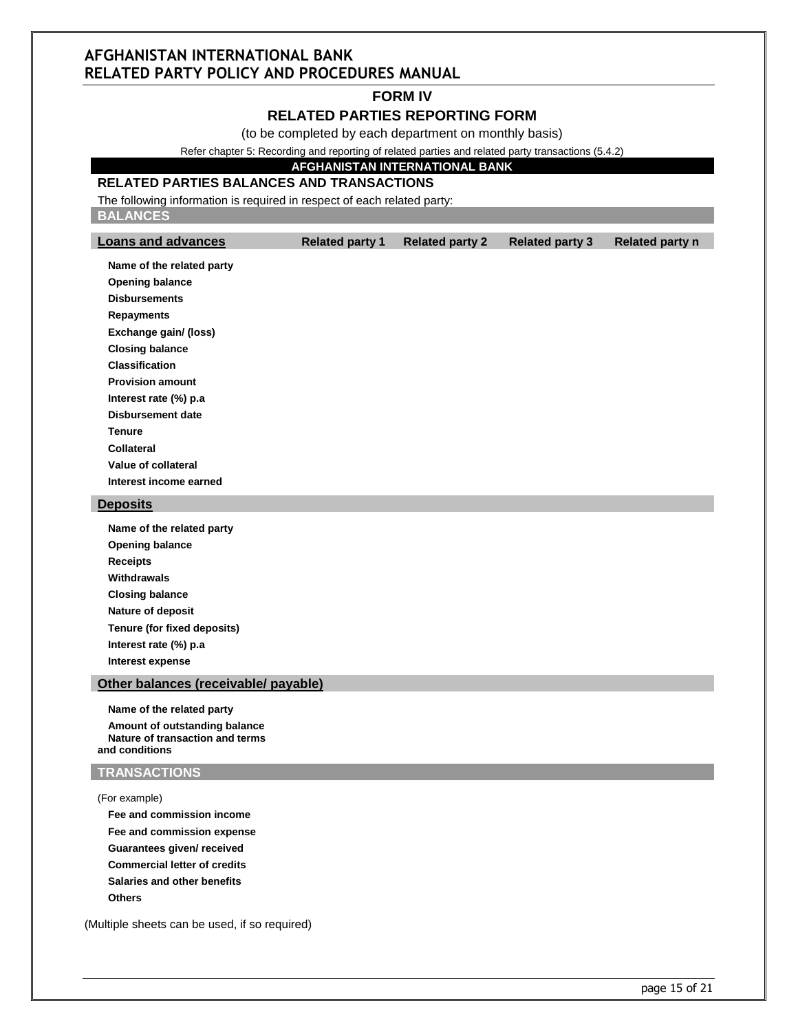## FORM IV

## RELATED PARTIES REPORTING FORM

(to be completed by each department on monthly basis)

Refer chapter 5: Recording and reporting of related parties and related party transactions (5.4.2)

**AFGHANISTAN INTERNATIONAL BANK**

### RELATED PARTIES BALANCES AND TRANSACTIONS

The following information is required in respect of each related party:

**BALANCES**

| Loans and advances | Related party 1 | Related party 2 | Related party 3 | Related party n |
|---|---|---|---|---|
| Name of the related party | | | | |
| Opening balance | | | | |
| Disbursements | | | | |
| Repayments | | | | |
| Exchange gain/ (loss) | | | | |
| Closing balance | | | | |
| Classification | | | | |
| Provision amount | | | | |
| Interest rate (%) p.a | | | | |
| Disbursement date | | | | |
| Tenure | | | | |
| Collateral | | | | |
| Value of collateral | | | | |
| Interest income earned | | | | |
| **Deposits** | | | | |
| Name of the related party | | | | |
| Opening balance | | | | |
| Receipts | | | | |
| Withdrawals | | | | |
| Closing balance | | | | |
| Nature of deposit | | | | |
| Tenure (for fixed deposits) | | | | |
| Interest rate (%) p.a | | | | |
| Interest expense | | | | |
| **Other balances (receivable/ payable)** | | | | |
| Name of the related party | | | | |
| Amount of outstanding balance | | | | |
| Nature of transaction and terms and conditions | | | | |
| **TRANSACTIONS** | | | | |
| (For example) | | | | |
| Fee and commission income | | | | |
| Fee and commission expense | | | | |
| Guarantees given/ received | | | | |
| Commercial letter of credits | | | | |
| Salaries and other benefits | | | | |
| Others | | | | |

(Multiple sheets can be used, if so required)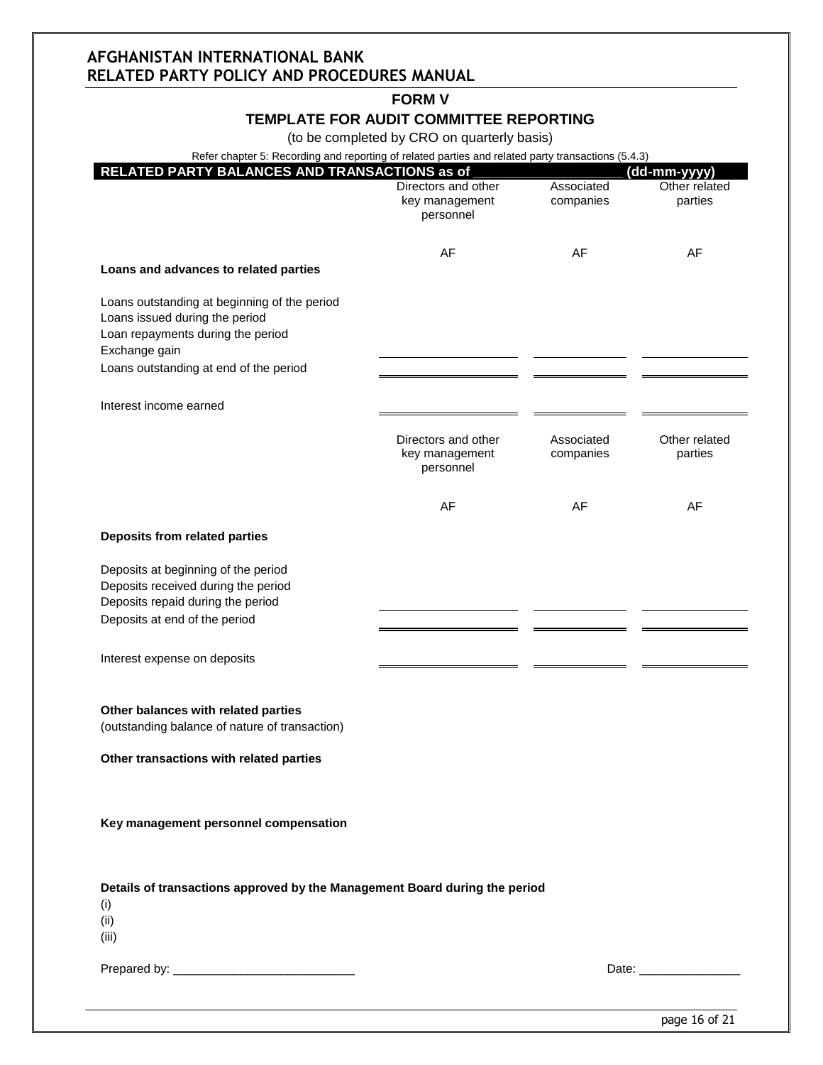# FORM V

## TEMPLATE FOR AUDIT COMMITTEE REPORTING

(to be completed by CRO on quarterly basis)

Refer chapter 5: Recording and reporting of related parties and related party transactions (5.4.3)

**RELATED PARTY BALANCES AND TRANSACTIONS as of ____________________ (dd-mm-yyyy)**

| | Directors and other key management personnel | Associated companies | Other related parties |
|---|---|---|---|
| | AF | AF | AF |
| **Loans and advances to related parties** | | | |
| Loans outstanding at beginning of the period | | | |
| Loans issued during the period | | | |
| Loan repayments during the period | | | |
| Exchange gain | | | |
| Loans outstanding at end of the period | | | |
| Interest income earned | | | |

| | Directors and other key management personnel | Associated companies | Other related parties |
|---|---|---|---|
| | AF | AF | AF |
| **Deposits from related parties** | | | |
| Deposits at beginning of the period | | | |
| Deposits received during the period | | | |
| Deposits repaid during the period | | | |
| Deposits at end of the period | | | |
| Interest expense on deposits | | | |

**Other balances with related parties**
(outstanding balance of nature of transaction)

**Other transactions with related parties**

**Key management personnel compensation**

**Details of transactions approved by the Management Board during the period**

(i)
(ii)
(iii)

Prepared by: ___________________________

Date: _______________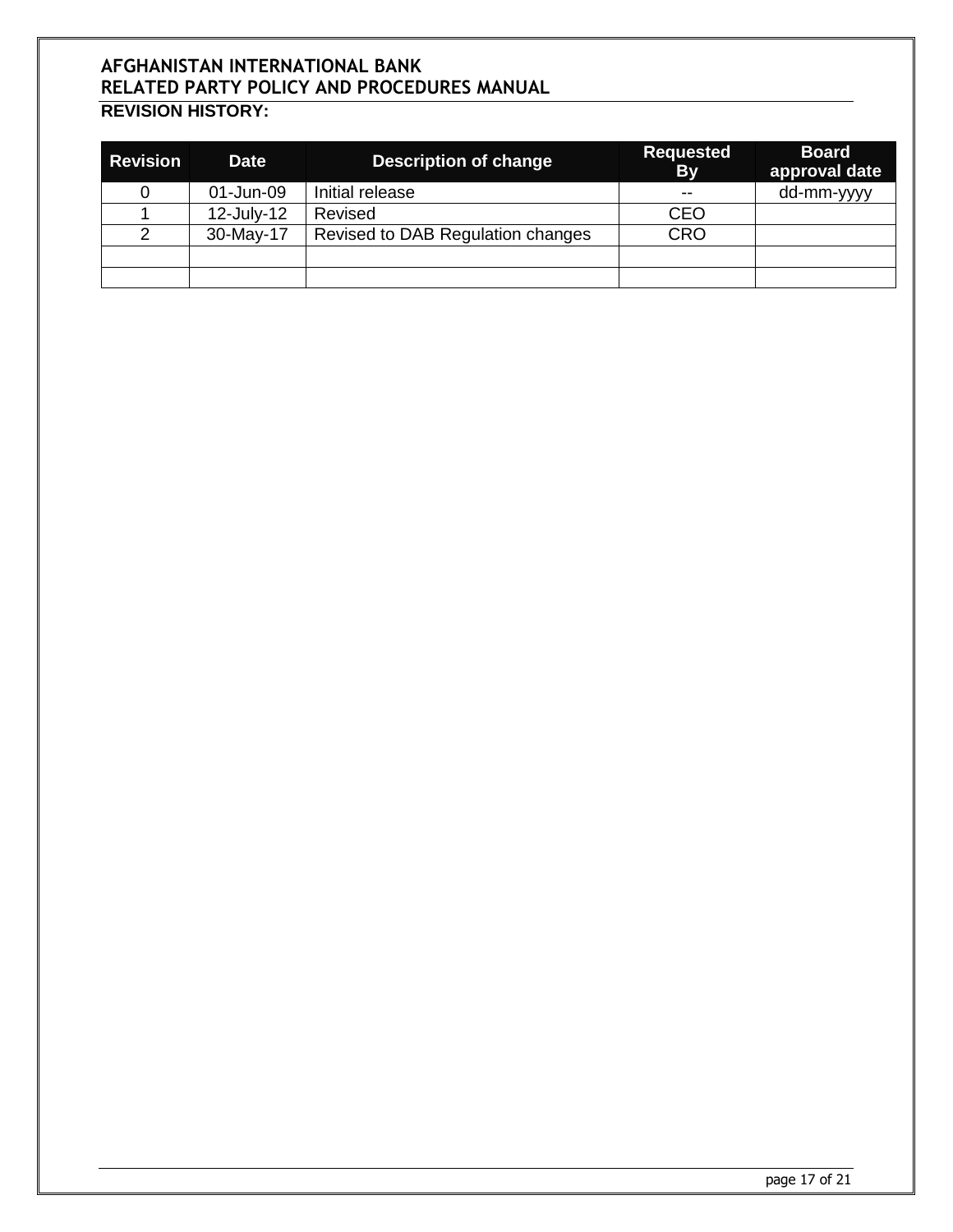**REVISION HISTORY:**

| Revision | Date | Description of change | Requested By | Board approval date |
|---|---|---|---|---|
| 0 | 01-Jun-09 | Initial release | -- | dd-mm-yyyy |
| 1 | 12-July-12 | Revised | CEO | |
| 2 | 30-May-17 | Revised to DAB Regulation changes | CRO | |
| | | | | |
| | | | | |